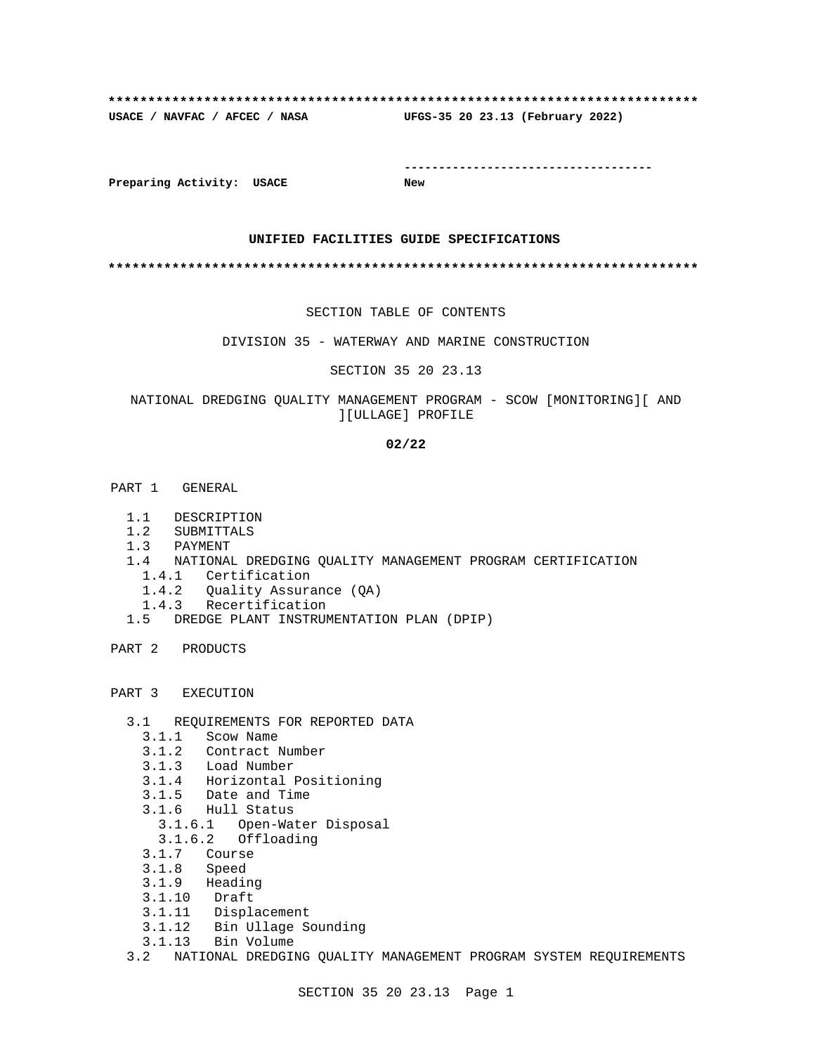**************************************************************************

**USACE / NAVFAC / AFCEC / NASA UFGS-35 20 23.13 (February 2022)**

-----------------------------------

**Preparing Activity: USACE New**

**UNIFIED FACILITIES GUIDE SPECIFICATIONS**

**************************************************************************

SECTION TABLE OF CONTENTS

DIVISION 35 - WATERWAY AND MARINE CONSTRUCTION

SECTION 35 20 23.13

NATIONAL DREDGING QUALITY MANAGEMENT PROGRAM - SCOW [MONITORING][ AND ][ULLAGE] PROFILE

**02/22**

PART 1 GENERAL

- 1.1 DESCRIPTION
- 1.2 SUBMITTALS
- 1.3 PAYMENT
- 1.4 NATIONAL DREDGING QUALITY MANAGEMENT PROGRAM CERTIFICATION
  - 1.4.1 Certification
  - 1.4.2 Quality Assurance (QA)
  - 1.4.3 Recertification
- 1.5 DREDGE PLANT INSTRUMENTATION PLAN (DPIP)

PART 2 PRODUCTS

PART 3 EXECUTION

- 3.1 REQUIREMENTS FOR REPORTED DATA
  - 3.1.1 Scow Name
  - 3.1.2 Contract Number
  - 3.1.3 Load Number
  - 3.1.4 Horizontal Positioning
  - 3.1.5 Date and Time
  - 3.1.6 Hull Status
    - 3.1.6.1 Open-Water Disposal
    - 3.1.6.2 Offloading
  - 3.1.7 Course
  - 3.1.8 Speed
  - 3.1.9 Heading
  - 3.1.10 Draft
  - 3.1.11 Displacement
  - 3.1.12 Bin Ullage Sounding
  - 3.1.13 Bin Volume
- 3.2 NATIONAL DREDGING QUALITY MANAGEMENT PROGRAM SYSTEM REQUIREMENTS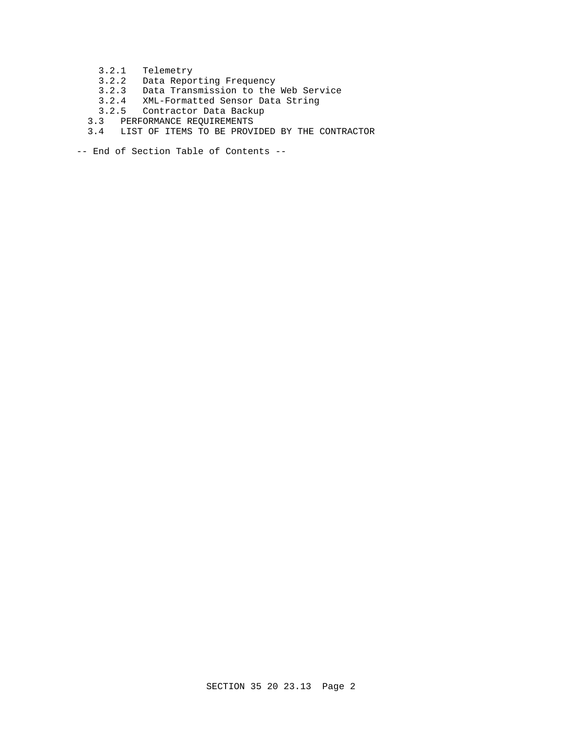3.2.1 Telemetry
3.2.2 Data Reporting Frequency
3.2.3 Data Transmission to the Web Service
3.2.4 XML-Formatted Sensor Data String
3.2.5 Contractor Data Backup
3.3 PERFORMANCE REQUIREMENTS
3.4 LIST OF ITEMS TO BE PROVIDED BY THE CONTRACTOR

-- End of Section Table of Contents --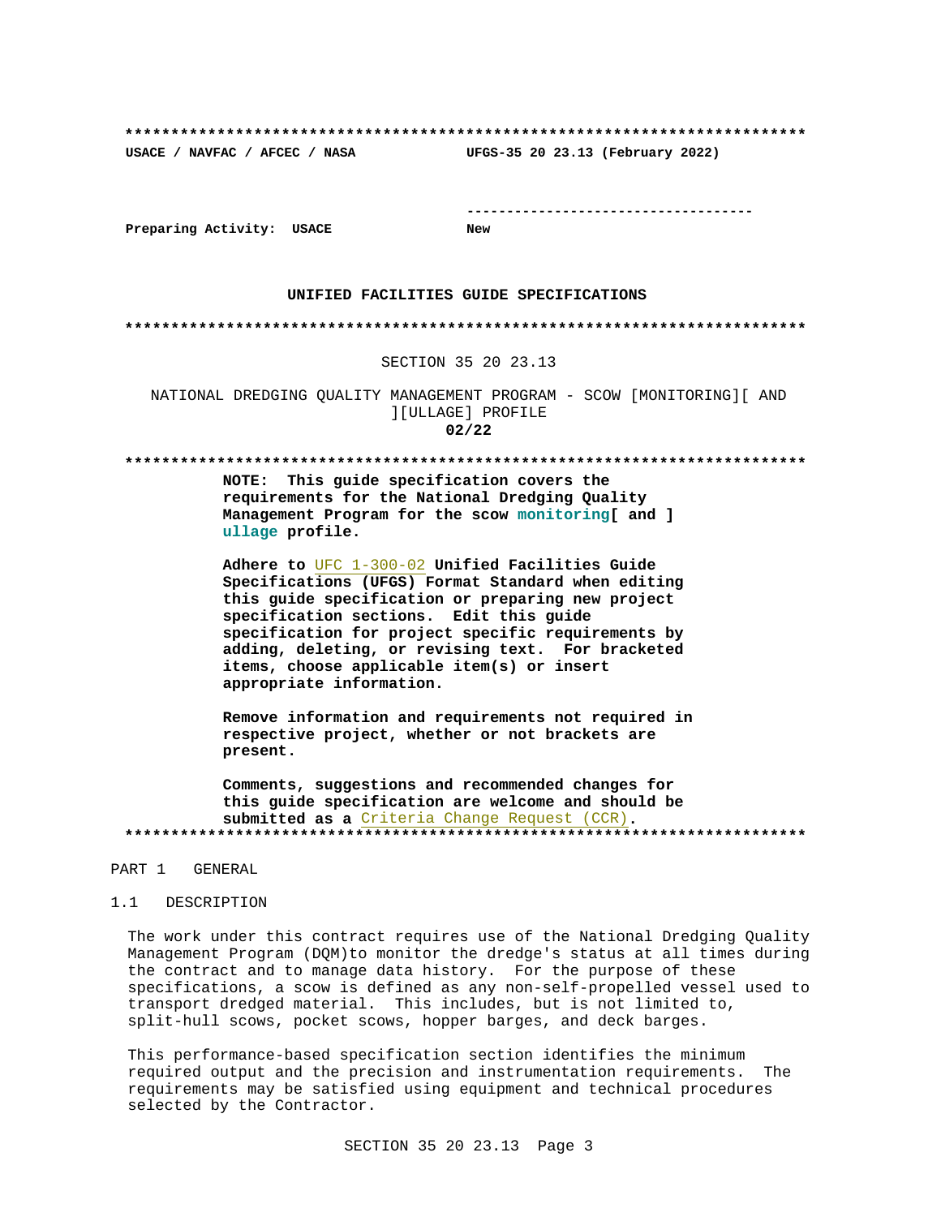**************************************************************************

USACE / NAVFAC / AFCEC / NASA UFGS-35 20 23.13 (February 2022)

-----------------------------------

Preparing Activity: USACE New

**UNIFIED FACILITIES GUIDE SPECIFICATIONS**

**************************************************************************

SECTION 35 20 23.13

NATIONAL DREDGING QUALITY MANAGEMENT PROGRAM - SCOW [MONITORING][ AND ][ULLAGE] PROFILE

**02/22**

**************************************************************************

**NOTE: This guide specification covers the requirements for the National Dredging Quality Management Program for the scow monitoring[ and ] ullage profile.**

**Adhere to UFC 1-300-02 Unified Facilities Guide Specifications (UFGS) Format Standard when editing this guide specification or preparing new project specification sections. Edit this guide specification for project specific requirements by adding, deleting, or revising text. For bracketed items, choose applicable item(s) or insert appropriate information.**

**Remove information and requirements not required in respective project, whether or not brackets are present.**

**Comments, suggestions and recommended changes for this guide specification are welcome and should be submitted as a Criteria Change Request (CCR).**

**************************************************************************

PART 1 GENERAL

1.1 DESCRIPTION

The work under this contract requires use of the National Dredging Quality Management Program (DQM)to monitor the dredge's status at all times during the contract and to manage data history. For the purpose of these specifications, a scow is defined as any non-self-propelled vessel used to transport dredged material. This includes, but is not limited to, split-hull scows, pocket scows, hopper barges, and deck barges.

This performance-based specification section identifies the minimum required output and the precision and instrumentation requirements. The requirements may be satisfied using equipment and technical procedures selected by the Contractor.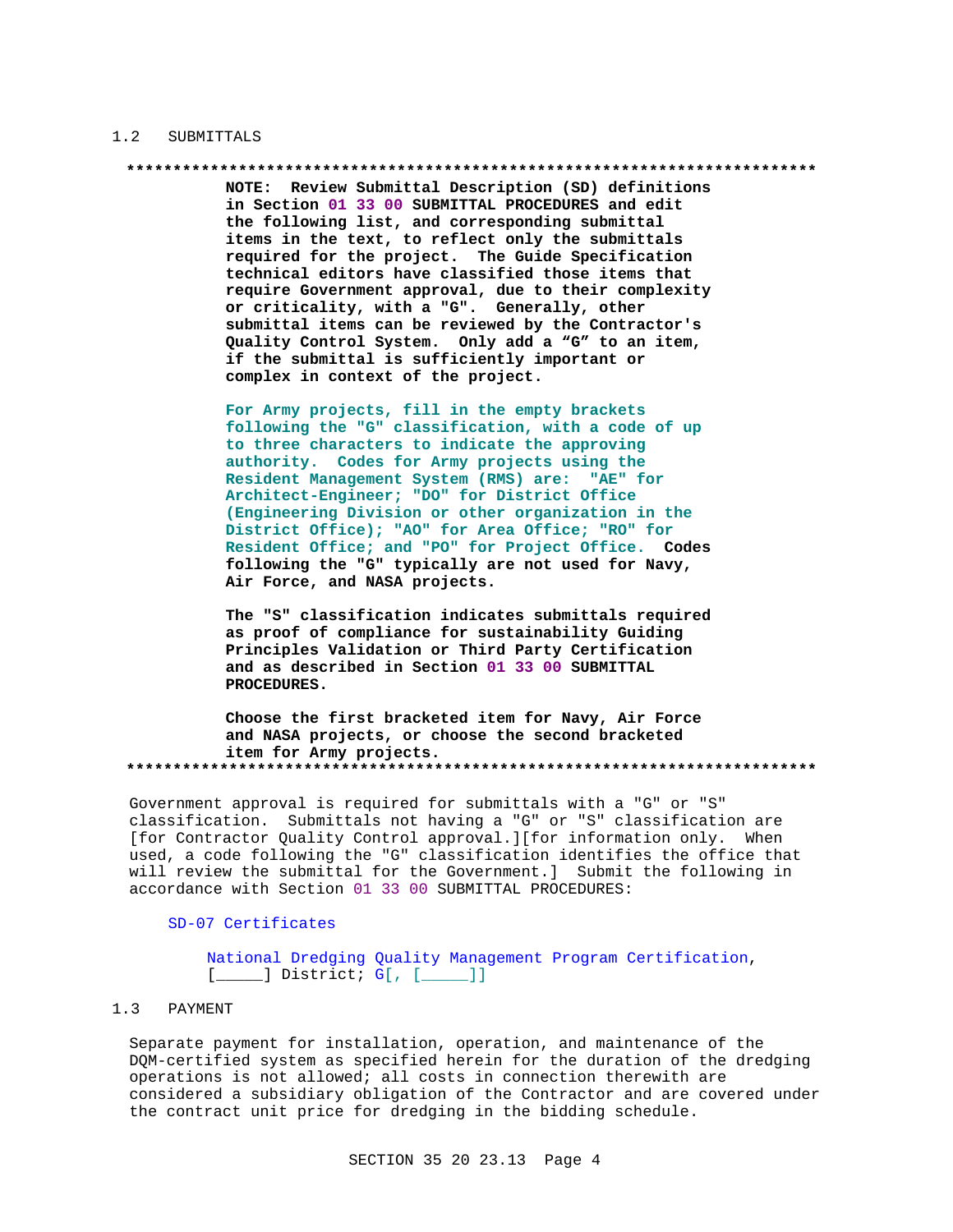## 1.2 SUBMITTALS

```
**************************************************************************
```

**NOTE: Review Submittal Description (SD) definitions in Section 01 33 00 SUBMITTAL PROCEDURES and edit the following list, and corresponding submittal items in the text, to reflect only the submittals required for the project. The Guide Specification technical editors have classified those items that require Government approval, due to their complexity or criticality, with a "G". Generally, other submittal items can be reviewed by the Contractor's Quality Control System. Only add a "G" to an item, if the submittal is sufficiently important or complex in context of the project.**

**For Army projects, fill in the empty brackets following the "G" classification, with a code of up to three characters to indicate the approving authority. Codes for Army projects using the Resident Management System (RMS) are: "AE" for Architect-Engineer; "DO" for District Office (Engineering Division or other organization in the District Office); "AO" for Area Office; "RO" for Resident Office; and "PO" for Project Office. Codes following the "G" typically are not used for Navy, Air Force, and NASA projects.**

**The "S" classification indicates submittals required as proof of compliance for sustainability Guiding Principles Validation or Third Party Certification and as described in Section 01 33 00 SUBMITTAL PROCEDURES.**

**Choose the first bracketed item for Navy, Air Force and NASA projects, or choose the second bracketed item for Army projects.**

```
**************************************************************************
```

Government approval is required for submittals with a "G" or "S" classification. Submittals not having a "G" or "S" classification are [for Contractor Quality Control approval.][for information only. When used, a code following the "G" classification identifies the office that will review the submittal for the Government.] Submit the following in accordance with Section 01 33 00 SUBMITTAL PROCEDURES:

SD-07 Certificates

National Dredging Quality Management Program Certification, [_____] District; G[, [_____]]

## 1.3 PAYMENT

Separate payment for installation, operation, and maintenance of the DQM-certified system as specified herein for the duration of the dredging operations is not allowed; all costs in connection therewith are considered a subsidiary obligation of the Contractor and are covered under the contract unit price for dredging in the bidding schedule.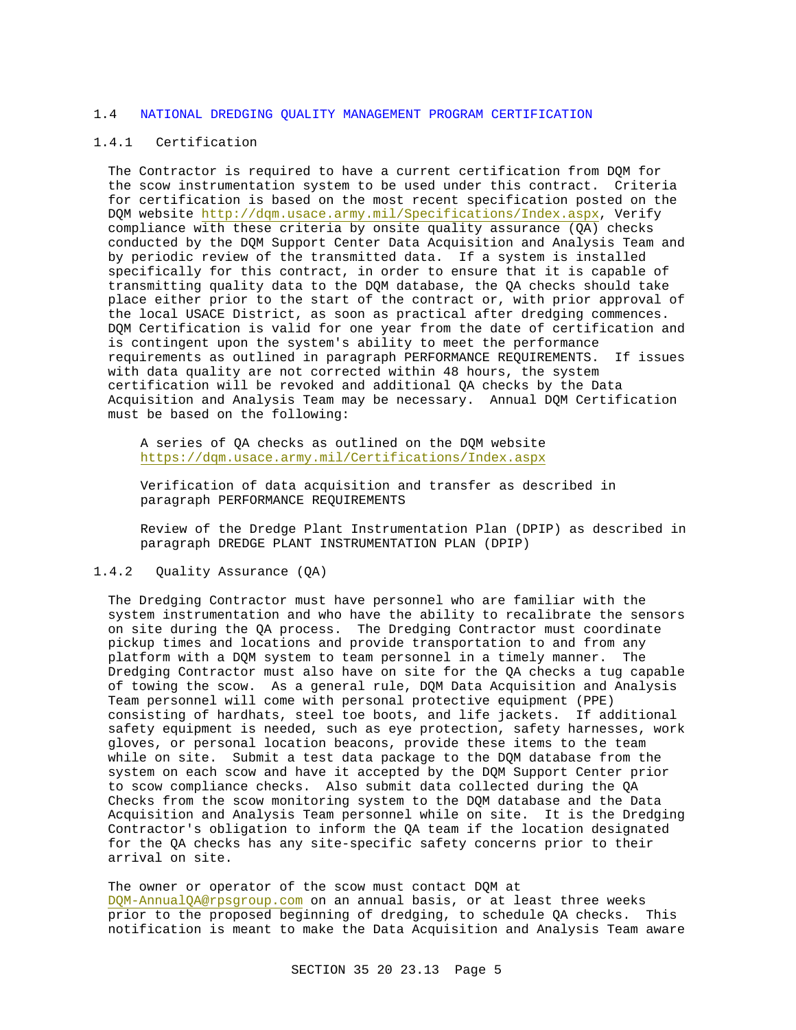## 1.4 NATIONAL DREDGING QUALITY MANAGEMENT PROGRAM CERTIFICATION

### 1.4.1 Certification

The Contractor is required to have a current certification from DQM for the scow instrumentation system to be used under this contract. Criteria for certification is based on the most recent specification posted on the DQM website http://dqm.usace.army.mil/Specifications/Index.aspx, Verify compliance with these criteria by onsite quality assurance (QA) checks conducted by the DQM Support Center Data Acquisition and Analysis Team and by periodic review of the transmitted data. If a system is installed specifically for this contract, in order to ensure that it is capable of transmitting quality data to the DQM database, the QA checks should take place either prior to the start of the contract or, with prior approval of the local USACE District, as soon as practical after dredging commences. DQM Certification is valid for one year from the date of certification and is contingent upon the system's ability to meet the performance requirements as outlined in paragraph PERFORMANCE REQUIREMENTS. If issues with data quality are not corrected within 48 hours, the system certification will be revoked and additional QA checks by the Data Acquisition and Analysis Team may be necessary. Annual DQM Certification must be based on the following:

A series of QA checks as outlined on the DQM website https://dqm.usace.army.mil/Certifications/Index.aspx

Verification of data acquisition and transfer as described in paragraph PERFORMANCE REQUIREMENTS

Review of the Dredge Plant Instrumentation Plan (DPIP) as described in paragraph DREDGE PLANT INSTRUMENTATION PLAN (DPIP)

### 1.4.2 Quality Assurance (QA)

The Dredging Contractor must have personnel who are familiar with the system instrumentation and who have the ability to recalibrate the sensors on site during the QA process. The Dredging Contractor must coordinate pickup times and locations and provide transportation to and from any platform with a DQM system to team personnel in a timely manner. The Dredging Contractor must also have on site for the QA checks a tug capable of towing the scow. As a general rule, DQM Data Acquisition and Analysis Team personnel will come with personal protective equipment (PPE) consisting of hardhats, steel toe boots, and life jackets. If additional safety equipment is needed, such as eye protection, safety harnesses, work gloves, or personal location beacons, provide these items to the team while on site. Submit a test data package to the DQM database from the system on each scow and have it accepted by the DQM Support Center prior to scow compliance checks. Also submit data collected during the QA Checks from the scow monitoring system to the DQM database and the Data Acquisition and Analysis Team personnel while on site. It is the Dredging Contractor's obligation to inform the QA team if the location designated for the QA checks has any site-specific safety concerns prior to their arrival on site.

The owner or operator of the scow must contact DQM at DQM-AnnualQA@rpsgroup.com on an annual basis, or at least three weeks prior to the proposed beginning of dredging, to schedule QA checks. This notification is meant to make the Data Acquisition and Analysis Team aware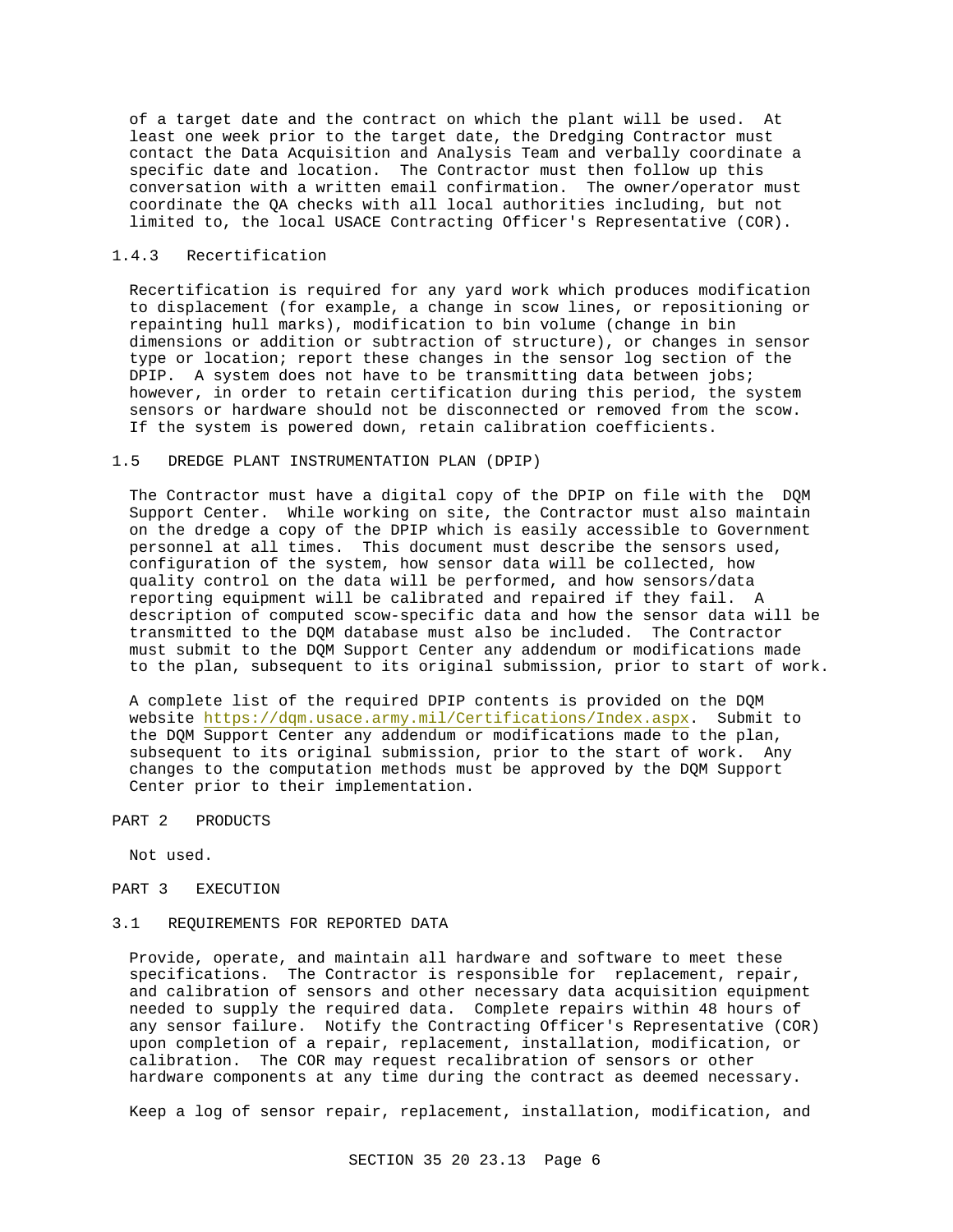of a target date and the contract on which the plant will be used. At least one week prior to the target date, the Dredging Contractor must contact the Data Acquisition and Analysis Team and verbally coordinate a specific date and location. The Contractor must then follow up this conversation with a written email confirmation. The owner/operator must coordinate the QA checks with all local authorities including, but not limited to, the local USACE Contracting Officer's Representative (COR).

### 1.4.3 Recertification

Recertification is required for any yard work which produces modification to displacement (for example, a change in scow lines, or repositioning or repainting hull marks), modification to bin volume (change in bin dimensions or addition or subtraction of structure), or changes in sensor type or location; report these changes in the sensor log section of the DPIP. A system does not have to be transmitting data between jobs; however, in order to retain certification during this period, the system sensors or hardware should not be disconnected or removed from the scow. If the system is powered down, retain calibration coefficients.

## 1.5 DREDGE PLANT INSTRUMENTATION PLAN (DPIP)

The Contractor must have a digital copy of the DPIP on file with the DQM Support Center. While working on site, the Contractor must also maintain on the dredge a copy of the DPIP which is easily accessible to Government personnel at all times. This document must describe the sensors used, configuration of the system, how sensor data will be collected, how quality control on the data will be performed, and how sensors/data reporting equipment will be calibrated and repaired if they fail. A description of computed scow-specific data and how the sensor data will be transmitted to the DQM database must also be included. The Contractor must submit to the DQM Support Center any addendum or modifications made to the plan, subsequent to its original submission, prior to start of work.

A complete list of the required DPIP contents is provided on the DQM website https://dqm.usace.army.mil/Certifications/Index.aspx. Submit to the DQM Support Center any addendum or modifications made to the plan, subsequent to its original submission, prior to the start of work. Any changes to the computation methods must be approved by the DQM Support Center prior to their implementation.

# PART 2 PRODUCTS

Not used.

# PART 3 EXECUTION

## 3.1 REQUIREMENTS FOR REPORTED DATA

Provide, operate, and maintain all hardware and software to meet these specifications. The Contractor is responsible for replacement, repair, and calibration of sensors and other necessary data acquisition equipment needed to supply the required data. Complete repairs within 48 hours of any sensor failure. Notify the Contracting Officer's Representative (COR) upon completion of a repair, replacement, installation, modification, or calibration. The COR may request recalibration of sensors or other hardware components at any time during the contract as deemed necessary.

Keep a log of sensor repair, replacement, installation, modification, and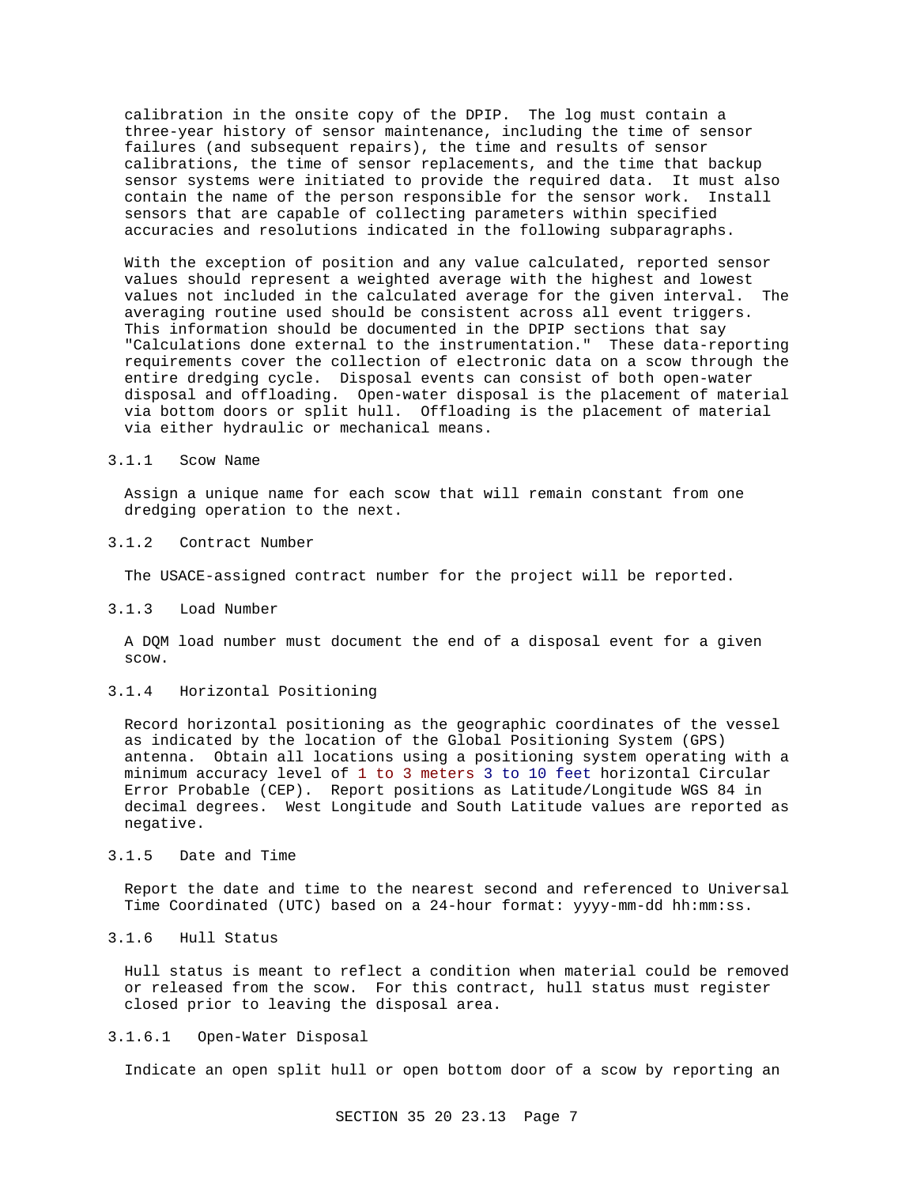calibration in the onsite copy of the DPIP. The log must contain a three-year history of sensor maintenance, including the time of sensor failures (and subsequent repairs), the time and results of sensor calibrations, the time of sensor replacements, and the time that backup sensor systems were initiated to provide the required data. It must also contain the name of the person responsible for the sensor work. Install sensors that are capable of collecting parameters within specified accuracies and resolutions indicated in the following subparagraphs.

With the exception of position and any value calculated, reported sensor values should represent a weighted average with the highest and lowest values not included in the calculated average for the given interval. The averaging routine used should be consistent across all event triggers. This information should be documented in the DPIP sections that say "Calculations done external to the instrumentation." These data-reporting requirements cover the collection of electronic data on a scow through the entire dredging cycle. Disposal events can consist of both open-water disposal and offloading. Open-water disposal is the placement of material via bottom doors or split hull. Offloading is the placement of material via either hydraulic or mechanical means.

### 3.1.1 Scow Name

Assign a unique name for each scow that will remain constant from one dredging operation to the next.

### 3.1.2 Contract Number

The USACE-assigned contract number for the project will be reported.

### 3.1.3 Load Number

A DQM load number must document the end of a disposal event for a given scow.

### 3.1.4 Horizontal Positioning

Record horizontal positioning as the geographic coordinates of the vessel as indicated by the location of the Global Positioning System (GPS) antenna. Obtain all locations using a positioning system operating with a minimum accuracy level of 1 to 3 meters 3 to 10 feet horizontal Circular Error Probable (CEP). Report positions as Latitude/Longitude WGS 84 in decimal degrees. West Longitude and South Latitude values are reported as negative.

### 3.1.5 Date and Time

Report the date and time to the nearest second and referenced to Universal Time Coordinated (UTC) based on a 24-hour format: yyyy-mm-dd hh:mm:ss.

### 3.1.6 Hull Status

Hull status is meant to reflect a condition when material could be removed or released from the scow. For this contract, hull status must register closed prior to leaving the disposal area.

#### 3.1.6.1 Open-Water Disposal

Indicate an open split hull or open bottom door of a scow by reporting an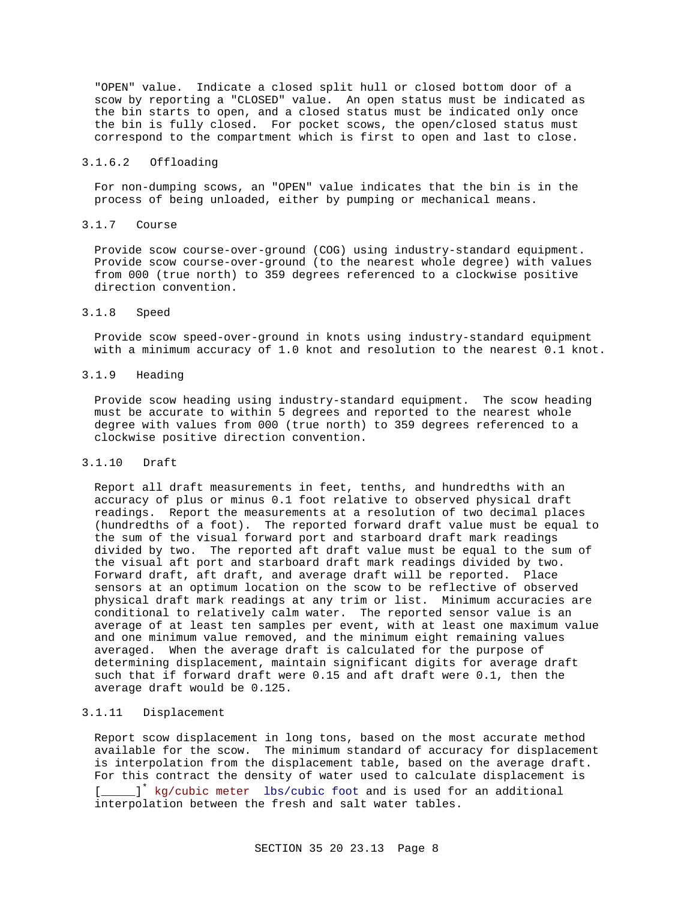"OPEN" value. Indicate a closed split hull or closed bottom door of a scow by reporting a "CLOSED" value. An open status must be indicated as the bin starts to open, and a closed status must be indicated only once the bin is fully closed. For pocket scows, the open/closed status must correspond to the compartment which is first to open and last to close.

#### 3.1.6.2 Offloading

For non-dumping scows, an "OPEN" value indicates that the bin is in the process of being unloaded, either by pumping or mechanical means.

### 3.1.7 Course

Provide scow course-over-ground (COG) using industry-standard equipment. Provide scow course-over-ground (to the nearest whole degree) with values from 000 (true north) to 359 degrees referenced to a clockwise positive direction convention.

### 3.1.8 Speed

Provide scow speed-over-ground in knots using industry-standard equipment with a minimum accuracy of 1.0 knot and resolution to the nearest 0.1 knot.

### 3.1.9 Heading

Provide scow heading using industry-standard equipment. The scow heading must be accurate to within 5 degrees and reported to the nearest whole degree with values from 000 (true north) to 359 degrees referenced to a clockwise positive direction convention.

### 3.1.10 Draft

Report all draft measurements in feet, tenths, and hundredths with an accuracy of plus or minus 0.1 foot relative to observed physical draft readings. Report the measurements at a resolution of two decimal places (hundredths of a foot). The reported forward draft value must be equal to the sum of the visual forward port and starboard draft mark readings divided by two. The reported aft draft value must be equal to the sum of the visual aft port and starboard draft mark readings divided by two. Forward draft, aft draft, and average draft will be reported. Place sensors at an optimum location on the scow to be reflective of observed physical draft mark readings at any trim or list. Minimum accuracies are conditional to relatively calm water. The reported sensor value is an average of at least ten samples per event, with at least one maximum value and one minimum value removed, and the minimum eight remaining values averaged. When the average draft is calculated for the purpose of determining displacement, maintain significant digits for average draft such that if forward draft were 0.15 and aft draft were 0.1, then the average draft would be 0.125.

### 3.1.11 Displacement

Report scow displacement in long tons, based on the most accurate method available for the scow. The minimum standard of accuracy for displacement is interpolation from the displacement table, based on the average draft. For this contract the density of water used to calculate displacement is [_____]* kg/cubic meter lbs/cubic foot and is used for an additional interpolation between the fresh and salt water tables.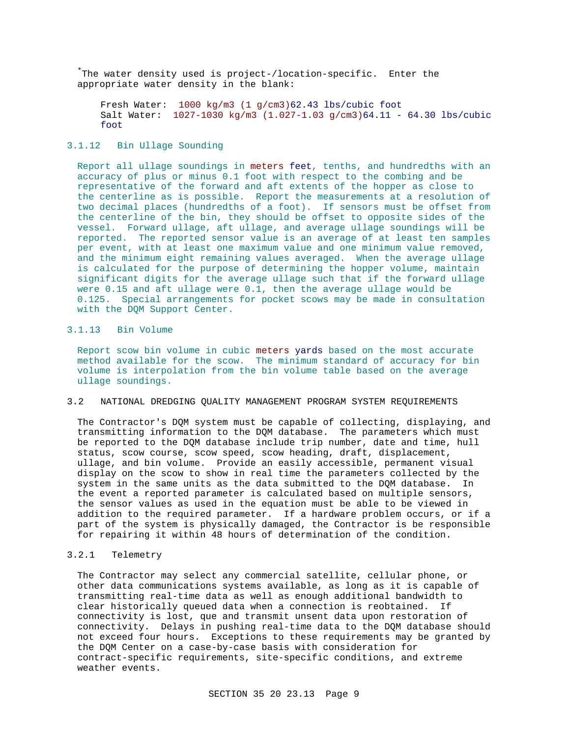*The water density used is project-/location-specific. Enter the appropriate water density in the blank:

Fresh Water: 1000 kg/m3 (1 g/cm3)62.43 lbs/cubic foot
Salt Water: 1027-1030 kg/m3 (1.027-1.03 g/cm3)64.11 - 64.30 lbs/cubic foot

### 3.1.12 Bin Ullage Sounding

Report all ullage soundings in meters feet, tenths, and hundredths with an accuracy of plus or minus 0.1 foot with respect to the combing and be representative of the forward and aft extents of the hopper as close to the centerline as is possible. Report the measurements at a resolution of two decimal places (hundredths of a foot). If sensors must be offset from the centerline of the bin, they should be offset to opposite sides of the vessel. Forward ullage, aft ullage, and average ullage soundings will be reported. The reported sensor value is an average of at least ten samples per event, with at least one maximum value and one minimum value removed, and the minimum eight remaining values averaged. When the average ullage is calculated for the purpose of determining the hopper volume, maintain significant digits for the average ullage such that if the forward ullage were 0.15 and aft ullage were 0.1, then the average ullage would be 0.125. Special arrangements for pocket scows may be made in consultation with the DQM Support Center.

### 3.1.13 Bin Volume

Report scow bin volume in cubic meters yards based on the most accurate method available for the scow. The minimum standard of accuracy for bin volume is interpolation from the bin volume table based on the average ullage soundings.

## 3.2 NATIONAL DREDGING QUALITY MANAGEMENT PROGRAM SYSTEM REQUIREMENTS

The Contractor's DQM system must be capable of collecting, displaying, and transmitting information to the DQM database. The parameters which must be reported to the DQM database include trip number, date and time, hull status, scow course, scow speed, scow heading, draft, displacement, ullage, and bin volume. Provide an easily accessible, permanent visual display on the scow to show in real time the parameters collected by the system in the same units as the data submitted to the DQM database. In the event a reported parameter is calculated based on multiple sensors, the sensor values as used in the equation must be able to be viewed in addition to the required parameter. If a hardware problem occurs, or if a part of the system is physically damaged, the Contractor is be responsible for repairing it within 48 hours of determination of the condition.

### 3.2.1 Telemetry

The Contractor may select any commercial satellite, cellular phone, or other data communications systems available, as long as it is capable of transmitting real-time data as well as enough additional bandwidth to clear historically queued data when a connection is reobtained. If connectivity is lost, que and transmit unsent data upon restoration of connectivity. Delays in pushing real-time data to the DQM database should not exceed four hours. Exceptions to these requirements may be granted by the DQM Center on a case-by-case basis with consideration for contract-specific requirements, site-specific conditions, and extreme weather events.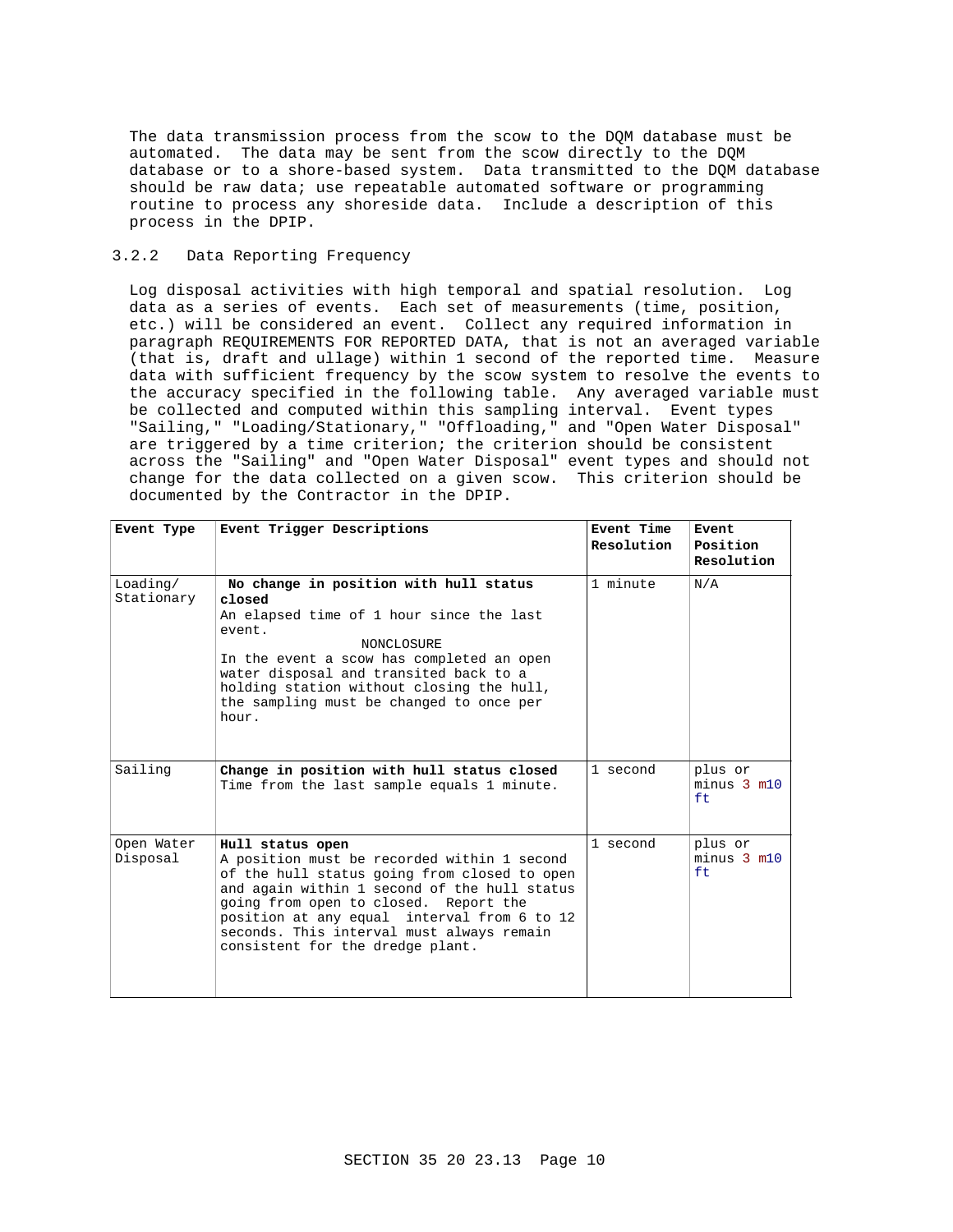The data transmission process from the scow to the DQM database must be automated. The data may be sent from the scow directly to the DQM database or to a shore-based system. Data transmitted to the DQM database should be raw data; use repeatable automated software or programming routine to process any shoreside data. Include a description of this process in the DPIP.

### 3.2.2 Data Reporting Frequency

Log disposal activities with high temporal and spatial resolution. Log data as a series of events. Each set of measurements (time, position, etc.) will be considered an event. Collect any required information in paragraph REQUIREMENTS FOR REPORTED DATA, that is not an averaged variable (that is, draft and ullage) within 1 second of the reported time. Measure data with sufficient frequency by the scow system to resolve the events to the accuracy specified in the following table. Any averaged variable must be collected and computed within this sampling interval. Event types "Sailing," "Loading/Stationary," "Offloading," and "Open Water Disposal" are triggered by a time criterion; the criterion should be consistent across the "Sailing" and "Open Water Disposal" event types and should not change for the data collected on a given scow. This criterion should be documented by the Contractor in the DPIP.

| **Event Type** | **Event Trigger Descriptions** | **Event Time Resolution** | **Event Position Resolution** |
|---|---|---|---|
| Loading/ Stationary | **No change in position with hull status closed** An elapsed time of 1 hour since the last event. NONCLOSURE In the event a scow has completed an open water disposal and transited back to a holding station without closing the hull, the sampling must be changed to once per hour. | 1 minute | N/A |
| Sailing | **Change in position with hull status closed** Time from the last sample equals 1 minute. | 1 second | plus or minus 3 m10 ft |
| Open Water Disposal | **Hull status open** A position must be recorded within 1 second of the hull status going from closed to open and again within 1 second of the hull status going from open to closed. Report the position at any equal interval from 6 to 12 seconds. This interval must always remain consistent for the dredge plant. | 1 second | plus or minus 3 m10 ft |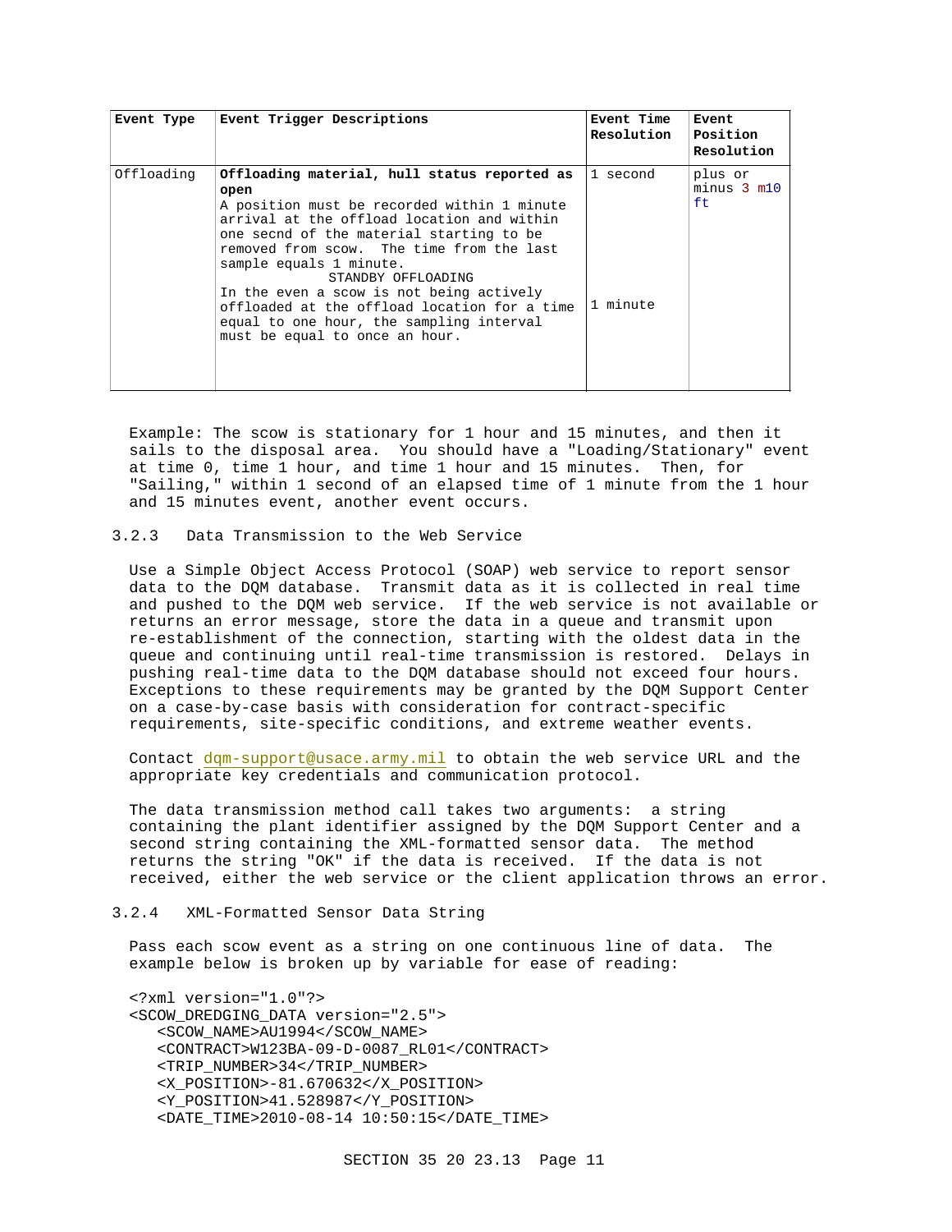| Event Type | Event Trigger Descriptions | Event Time Resolution | Event Position Resolution |
|---|---|---|---|
| Offloading | **Offloading material, hull status reported as open**<br>A position must be recorded within 1 minute arrival at the offload location and within one secnd of the material starting to be removed from scow. The time from the last sample equals 1 minute.<br>STANDBY OFFLOADING<br>In the even a scow is not being actively offloaded at the offload location for a time equal to one hour, the sampling interval must be equal to once an hour. | 1 second<br><br><br><br><br><br><br>1 minute | plus or minus 3 m10 ft |

Example: The scow is stationary for 1 hour and 15 minutes, and then it sails to the disposal area. You should have a "Loading/Stationary" event at time 0, time 1 hour, and time 1 hour and 15 minutes. Then, for "Sailing," within 1 second of an elapsed time of 1 minute from the 1 hour and 15 minutes event, another event occurs.

### 3.2.3 Data Transmission to the Web Service

Use a Simple Object Access Protocol (SOAP) web service to report sensor data to the DQM database. Transmit data as it is collected in real time and pushed to the DQM web service. If the web service is not available or returns an error message, store the data in a queue and transmit upon re-establishment of the connection, starting with the oldest data in the queue and continuing until real-time transmission is restored. Delays in pushing real-time data to the DQM database should not exceed four hours. Exceptions to these requirements may be granted by the DQM Support Center on a case-by-case basis with consideration for contract-specific requirements, site-specific conditions, and extreme weather events.

Contact dqm-support@usace.army.mil to obtain the web service URL and the appropriate key credentials and communication protocol.

The data transmission method call takes two arguments: a string containing the plant identifier assigned by the DQM Support Center and a second string containing the XML-formatted sensor data. The method returns the string "OK" if the data is received. If the data is not received, either the web service or the client application throws an error.

### 3.2.4 XML-Formatted Sensor Data String

Pass each scow event as a string on one continuous line of data. The example below is broken up by variable for ease of reading:

```
<?xml version="1.0"?>
<SCOW_DREDGING_DATA version="2.5">
   <SCOW_NAME>AU1994</SCOW_NAME>
   <CONTRACT>W123BA-09-D-0087_RL01</CONTRACT>
   <TRIP_NUMBER>34</TRIP_NUMBER>
   <X_POSITION>-81.670632</X_POSITION>
   <Y_POSITION>41.528987</Y_POSITION>
   <DATE_TIME>2010-08-14 10:50:15</DATE_TIME>
```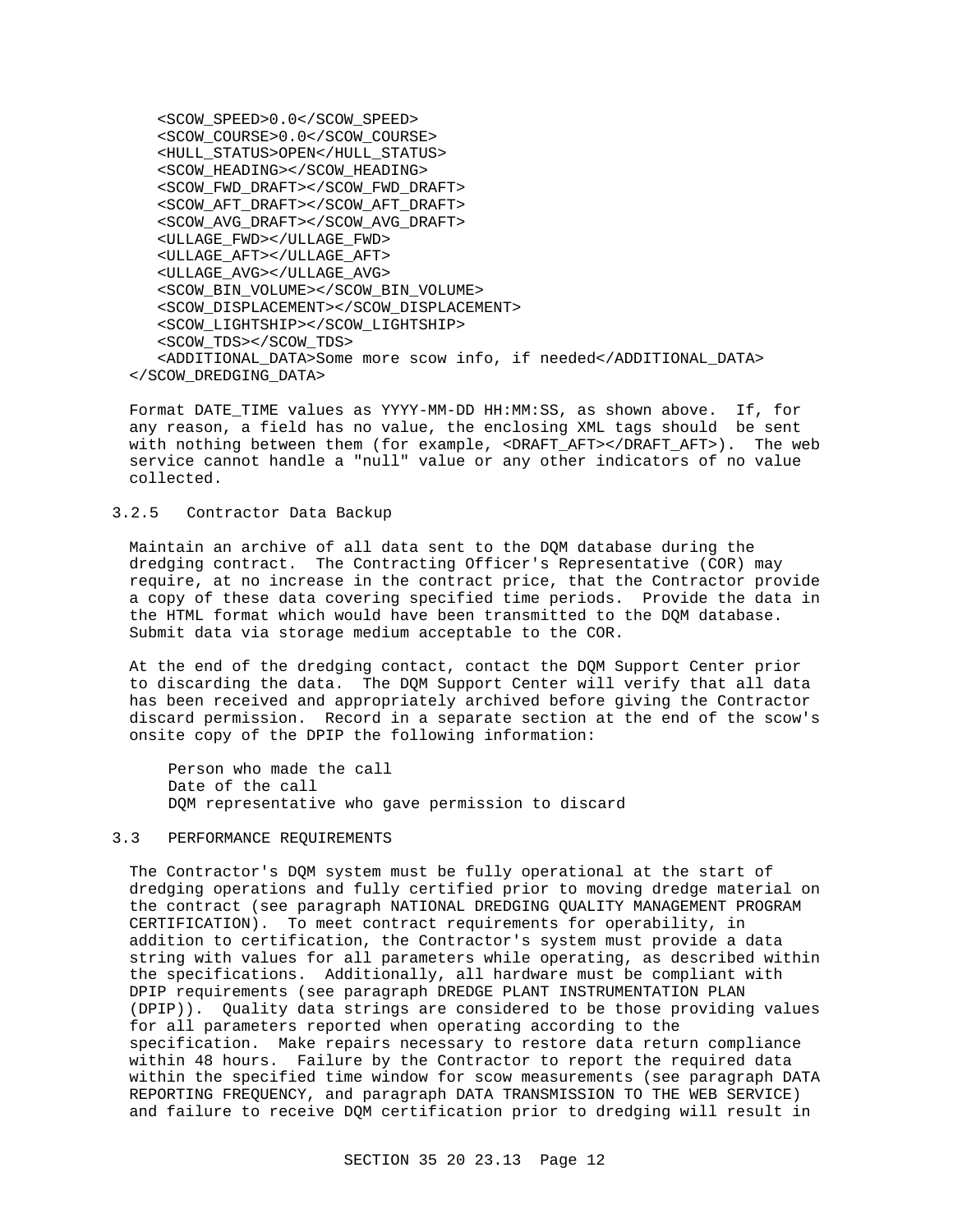```
    <SCOW_SPEED>0.0</SCOW_SPEED>
    <SCOW_COURSE>0.0</SCOW_COURSE>
    <HULL_STATUS>OPEN</HULL_STATUS>
    <SCOW_HEADING></SCOW_HEADING>
    <SCOW_FWD_DRAFT></SCOW_FWD_DRAFT>
    <SCOW_AFT_DRAFT></SCOW_AFT_DRAFT>
    <SCOW_AVG_DRAFT></SCOW_AVG_DRAFT>
    <ULLAGE_FWD></ULLAGE_FWD>
    <ULLAGE_AFT></ULLAGE_AFT>
    <ULLAGE_AVG></ULLAGE_AVG>
    <SCOW_BIN_VOLUME></SCOW_BIN_VOLUME>
    <SCOW_DISPLACEMENT></SCOW_DISPLACEMENT>
    <SCOW_LIGHTSHIP></SCOW_LIGHTSHIP>
    <SCOW_TDS></SCOW_TDS>
    <ADDITIONAL_DATA>Some more scow info, if needed</ADDITIONAL_DATA>
</SCOW_DREDGING_DATA>
```

Format DATE_TIME values as YYYY-MM-DD HH:MM:SS, as shown above. If, for any reason, a field has no value, the enclosing XML tags should be sent with nothing between them (for example, <DRAFT_AFT></DRAFT_AFT>). The web service cannot handle a "null" value or any other indicators of no value collected.

### 3.2.5 Contractor Data Backup

Maintain an archive of all data sent to the DQM database during the dredging contract. The Contracting Officer's Representative (COR) may require, at no increase in the contract price, that the Contractor provide a copy of these data covering specified time periods. Provide the data in the HTML format which would have been transmitted to the DQM database. Submit data via storage medium acceptable to the COR.

At the end of the dredging contact, contact the DQM Support Center prior to discarding the data. The DQM Support Center will verify that all data has been received and appropriately archived before giving the Contractor discard permission. Record in a separate section at the end of the scow's onsite copy of the DPIP the following information:

Person who made the call
Date of the call
DQM representative who gave permission to discard

## 3.3 PERFORMANCE REQUIREMENTS

The Contractor's DQM system must be fully operational at the start of dredging operations and fully certified prior to moving dredge material on the contract (see paragraph NATIONAL DREDGING QUALITY MANAGEMENT PROGRAM CERTIFICATION). To meet contract requirements for operability, in addition to certification, the Contractor's system must provide a data string with values for all parameters while operating, as described within the specifications. Additionally, all hardware must be compliant with DPIP requirements (see paragraph DREDGE PLANT INSTRUMENTATION PLAN (DPIP)). Quality data strings are considered to be those providing values for all parameters reported when operating according to the specification. Make repairs necessary to restore data return compliance within 48 hours. Failure by the Contractor to report the required data within the specified time window for scow measurements (see paragraph DATA REPORTING FREQUENCY, and paragraph DATA TRANSMISSION TO THE WEB SERVICE) and failure to receive DQM certification prior to dredging will result in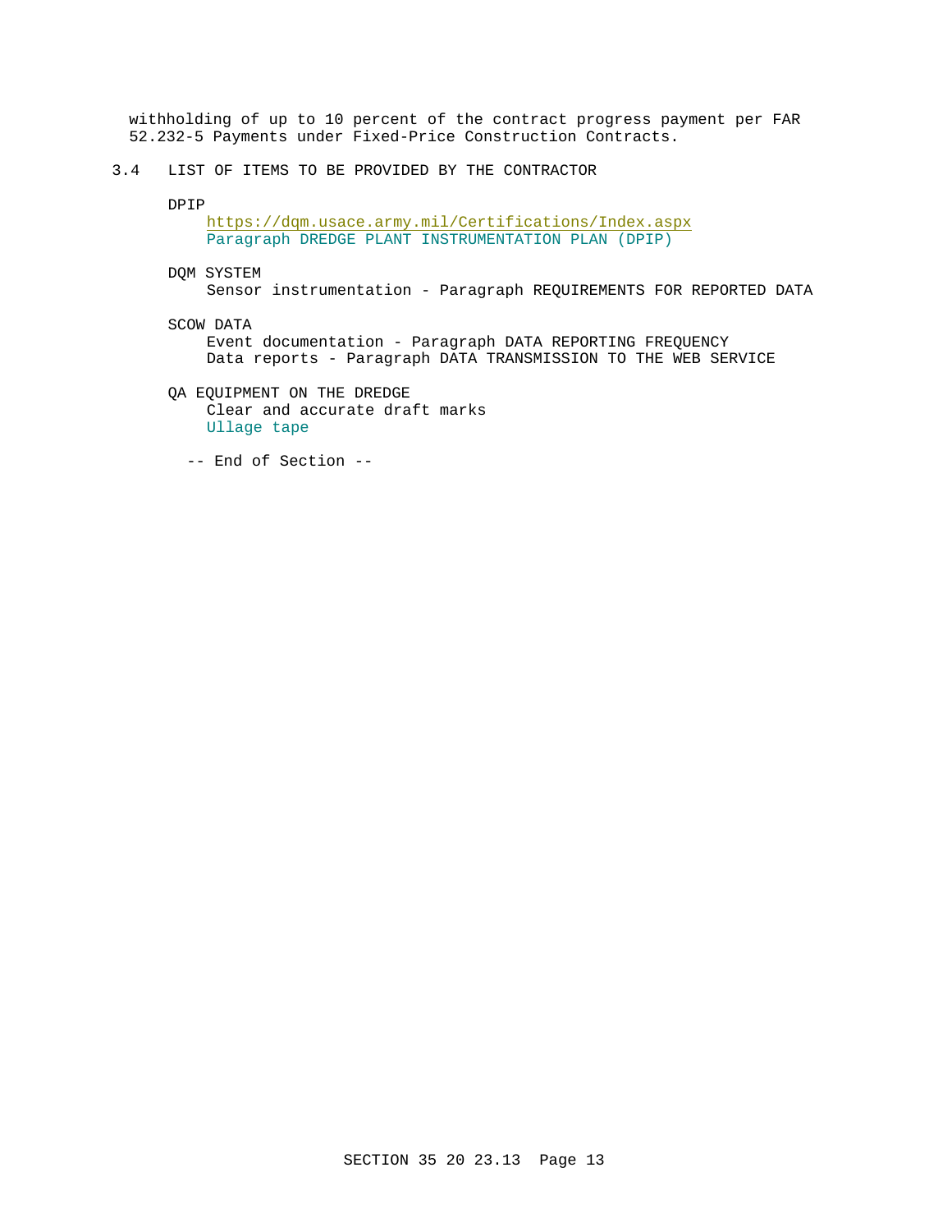withholding of up to 10 percent of the contract progress payment per FAR 52.232-5 Payments under Fixed-Price Construction Contracts.

## 3.4 LIST OF ITEMS TO BE PROVIDED BY THE CONTRACTOR

DPIP

https://dqm.usace.army.mil/Certifications/Index.aspx
Paragraph DREDGE PLANT INSTRUMENTATION PLAN (DPIP)

DQM SYSTEM

Sensor instrumentation - Paragraph REQUIREMENTS FOR REPORTED DATA

SCOW DATA

Event documentation - Paragraph DATA REPORTING FREQUENCY
Data reports - Paragraph DATA TRANSMISSION TO THE WEB SERVICE

QA EQUIPMENT ON THE DREDGE

Clear and accurate draft marks
Ullage tape

-- End of Section --